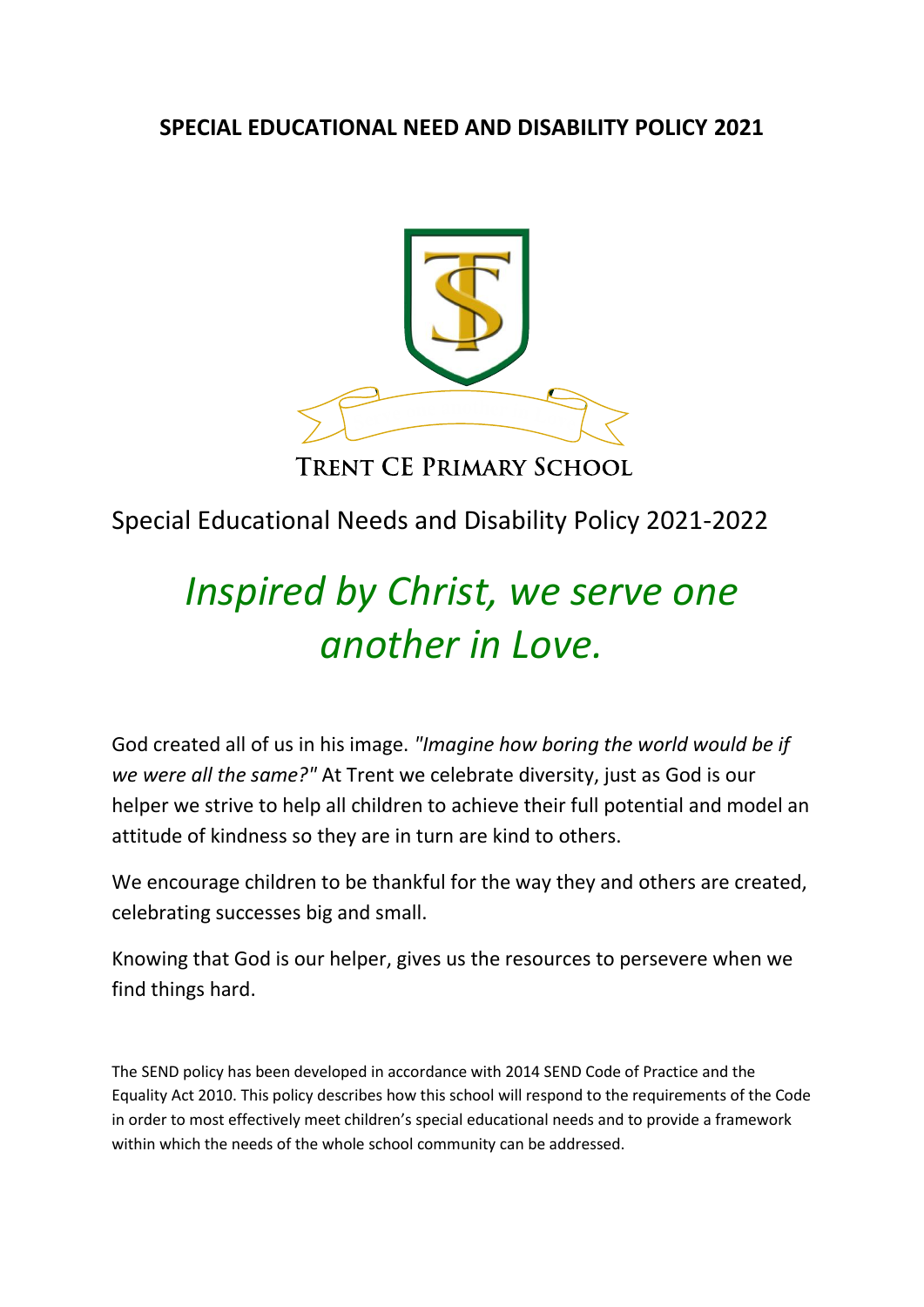# SPECIAL EDUCATIONAL NEED AND DISABILITY POLICY 2021

TRENT CE PRIMARY SCHOOL

## Special Educational Needs and Disability Policy 2021-2022

*Inspired by Christ, we serve one another in Love.*

God created all of us in his image. *"Imagine how boring the world would be if we were all the same?"* At Trent we celebrate diversity, just as God is our helper we strive to help all children to achieve their full potential and model an attitude of kindness so they are in turn are kind to others.

We encourage children to be thankful for the way they and others are created, celebrating successes big and small.

Knowing that God is our helper, gives us the resources to persevere when we find things hard.

The SEND policy has been developed in accordance with 2014 SEND Code of Practice and the Equality Act 2010. This policy describes how this school will respond to the requirements of the Code in order to most effectively meet children's special educational needs and to provide a framework within which the needs of the whole school community can be addressed.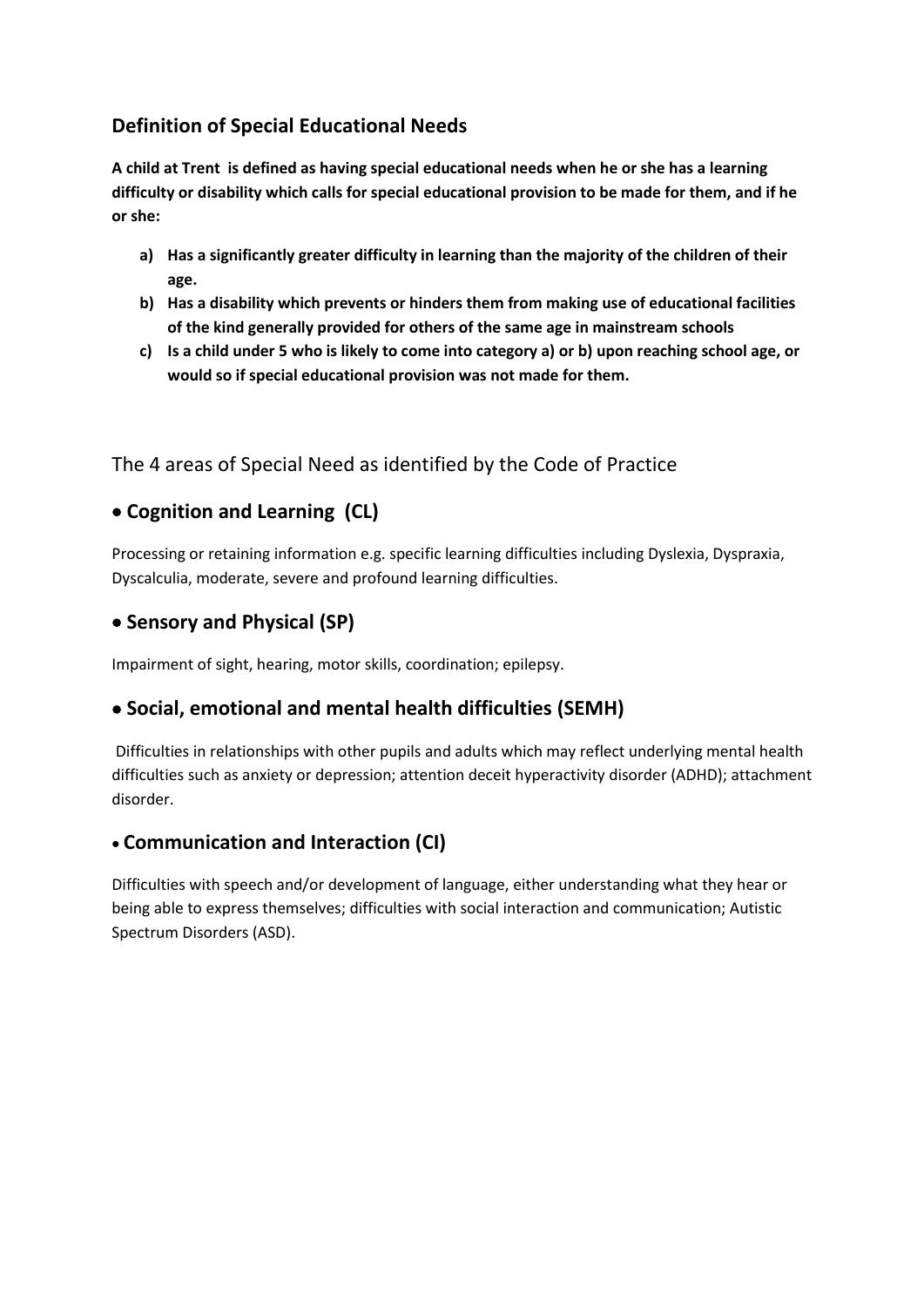## Definition of Special Educational Needs

**A child at Trent is defined as having special educational needs when he or she has a learning difficulty or disability which calls for special educational provision to be made for them, and if he or she:**

**a) Has a significantly greater difficulty in learning than the majority of the children of their age.**
**b) Has a disability which prevents or hinders them from making use of educational facilities of the kind generally provided for others of the same age in mainstream schools**
**c) Is a child under 5 who is likely to come into category a) or b) upon reaching school age, or would so if special educational provision was not made for them.**

The 4 areas of Special Need as identified by the Code of Practice

## • Cognition and Learning (CL)

Processing or retaining information e.g. specific learning difficulties including Dyslexia, Dyspraxia, Dyscalculia, moderate, severe and profound learning difficulties.

## • Sensory and Physical (SP)

Impairment of sight, hearing, motor skills, coordination; epilepsy.

## • Social, emotional and mental health difficulties (SEMH)

Difficulties in relationships with other pupils and adults which may reflect underlying mental health difficulties such as anxiety or depression; attention deceit hyperactivity disorder (ADHD); attachment disorder.

## • Communication and Interaction (CI)

Difficulties with speech and/or development of language, either understanding what they hear or being able to express themselves; difficulties with social interaction and communication; Autistic Spectrum Disorders (ASD).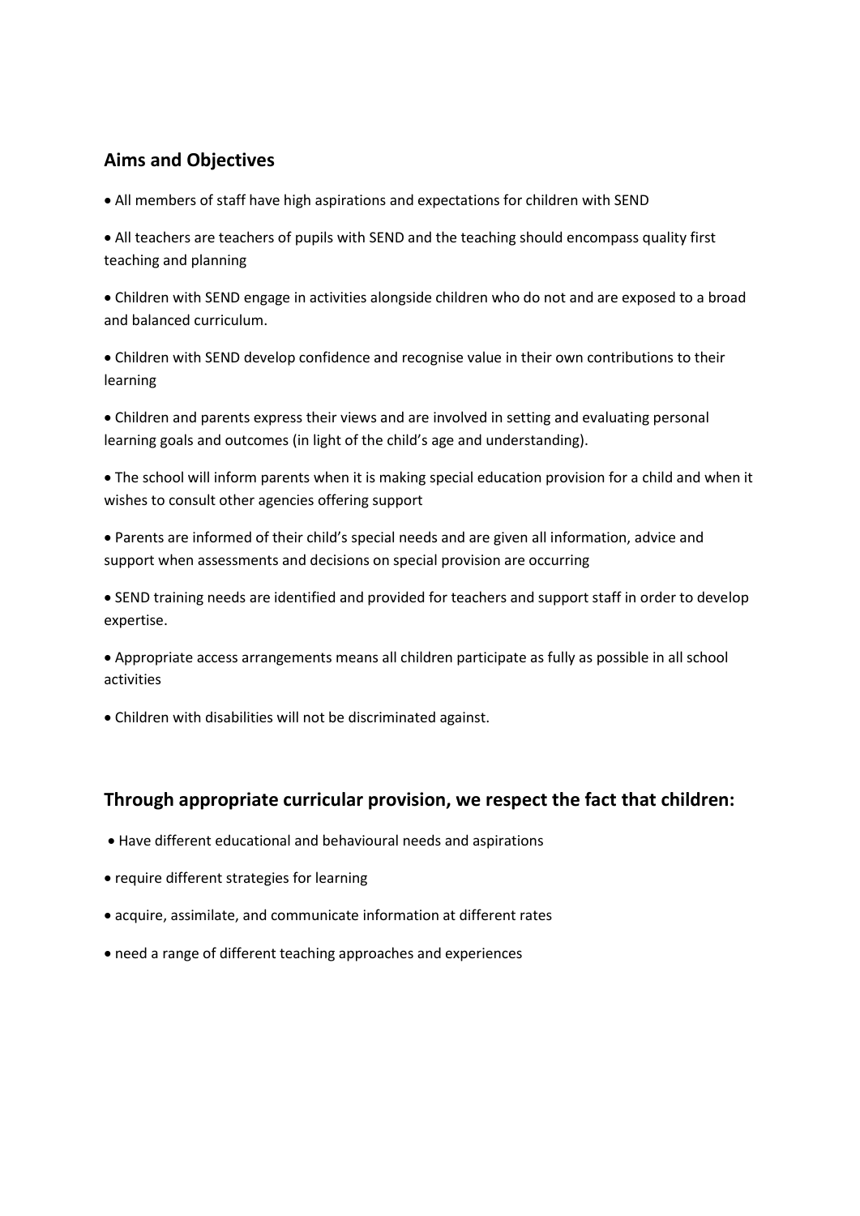## Aims and Objectives

- All members of staff have high aspirations and expectations for children with SEND
- All teachers are teachers of pupils with SEND and the teaching should encompass quality first teaching and planning
- Children with SEND engage in activities alongside children who do not and are exposed to a broad and balanced curriculum.
- Children with SEND develop confidence and recognise value in their own contributions to their learning
- Children and parents express their views and are involved in setting and evaluating personal learning goals and outcomes (in light of the child's age and understanding).
- The school will inform parents when it is making special education provision for a child and when it wishes to consult other agencies offering support
- Parents are informed of their child's special needs and are given all information, advice and support when assessments and decisions on special provision are occurring
- SEND training needs are identified and provided for teachers and support staff in order to develop expertise.
- Appropriate access arrangements means all children participate as fully as possible in all school activities
- Children with disabilities will not be discriminated against.

## Through appropriate curricular provision, we respect the fact that children:

- Have different educational and behavioural needs and aspirations
- require different strategies for learning
- acquire, assimilate, and communicate information at different rates
- need a range of different teaching approaches and experiences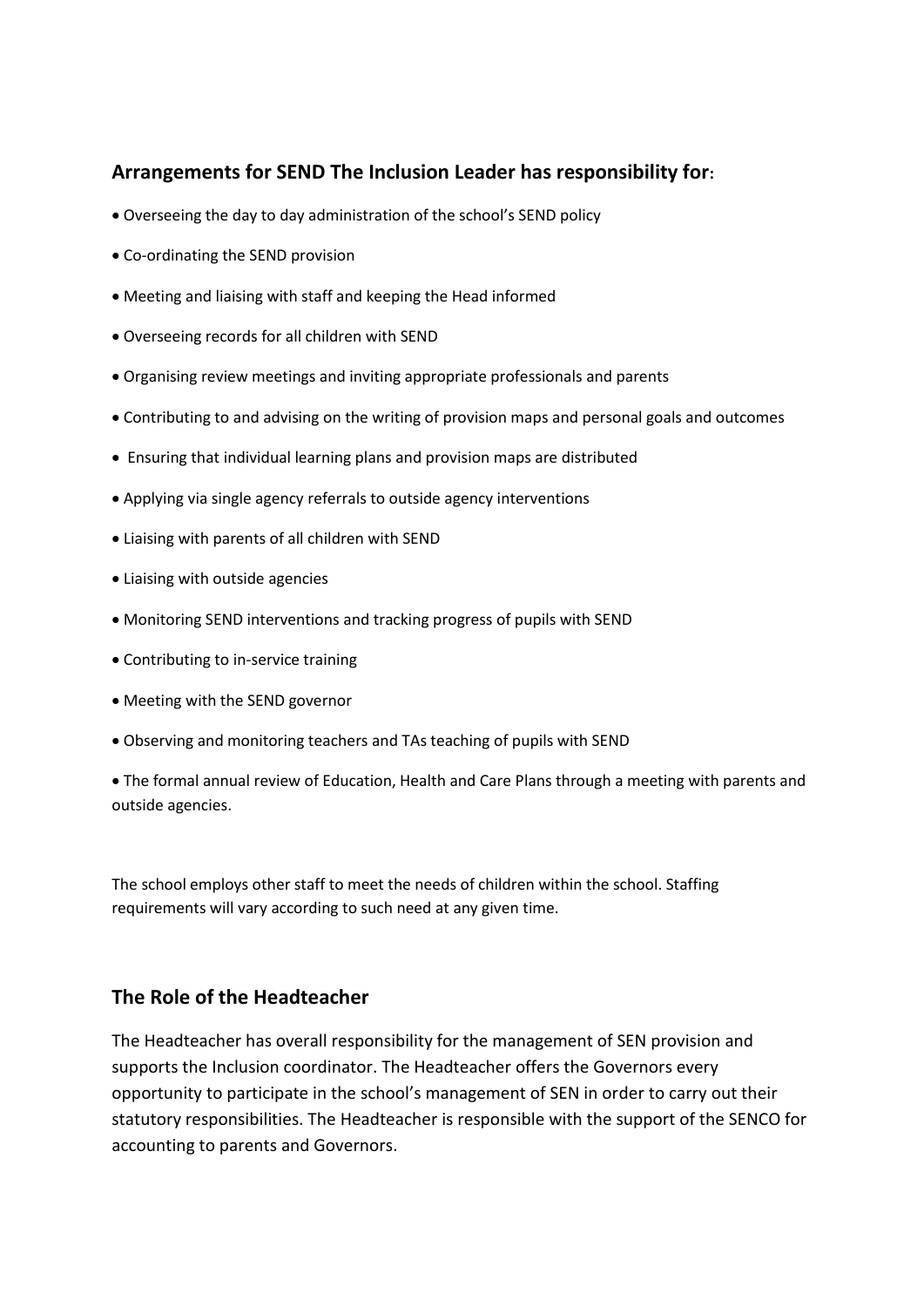## Arrangements for SEND The Inclusion Leader has responsibility for:

- Overseeing the day to day administration of the school's SEND policy
- Co-ordinating the SEND provision
- Meeting and liaising with staff and keeping the Head informed
- Overseeing records for all children with SEND
- Organising review meetings and inviting appropriate professionals and parents
- Contributing to and advising on the writing of provision maps and personal goals and outcomes
- Ensuring that individual learning plans and provision maps are distributed
- Applying via single agency referrals to outside agency interventions
- Liaising with parents of all children with SEND
- Liaising with outside agencies
- Monitoring SEND interventions and tracking progress of pupils with SEND
- Contributing to in-service training
- Meeting with the SEND governor
- Observing and monitoring teachers and TAs teaching of pupils with SEND
- The formal annual review of Education, Health and Care Plans through a meeting with parents and outside agencies.

The school employs other staff to meet the needs of children within the school. Staffing requirements will vary according to such need at any given time.

## The Role of the Headteacher

The Headteacher has overall responsibility for the management of SEN provision and supports the Inclusion coordinator. The Headteacher offers the Governors every opportunity to participate in the school's management of SEN in order to carry out their statutory responsibilities. The Headteacher is responsible with the support of the SENCO for accounting to parents and Governors.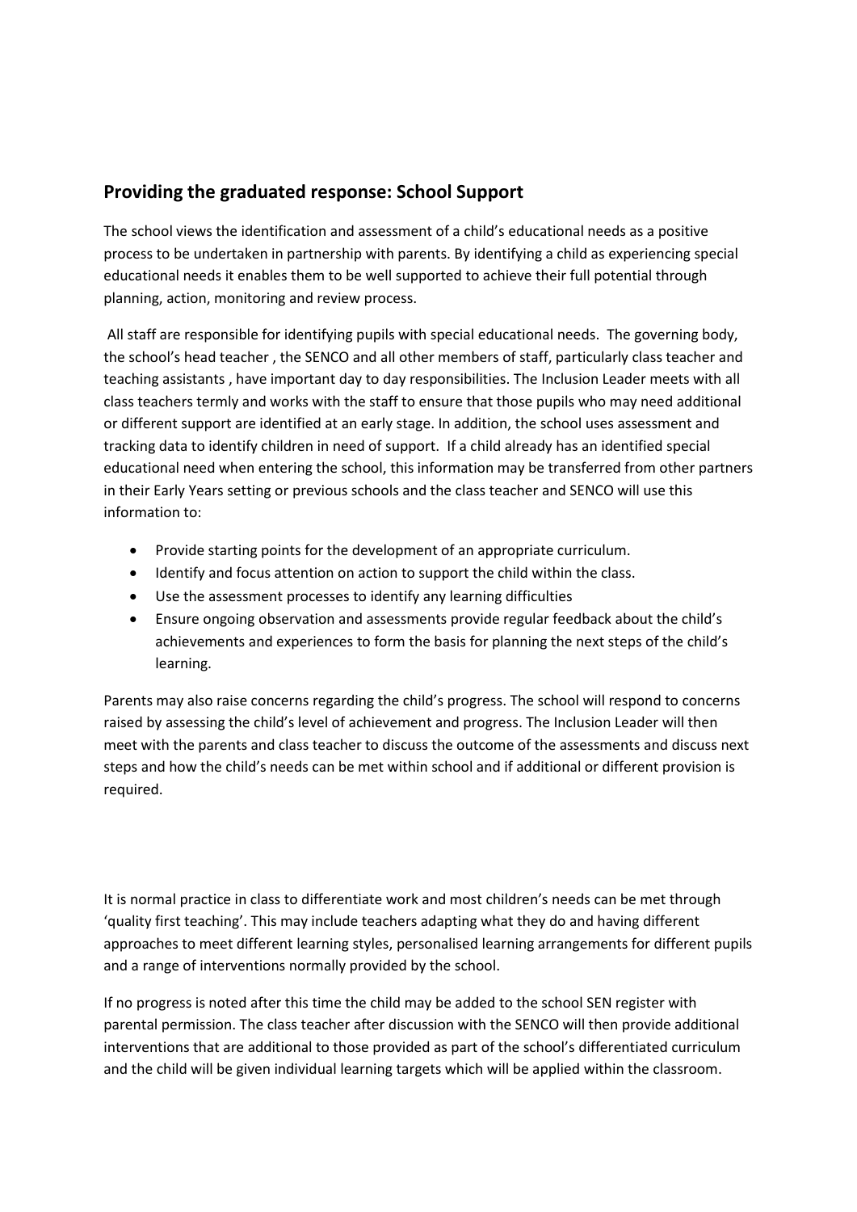## Providing the graduated response: School Support

The school views the identification and assessment of a child's educational needs as a positive process to be undertaken in partnership with parents. By identifying a child as experiencing special educational needs it enables them to be well supported to achieve their full potential through planning, action, monitoring and review process.

All staff are responsible for identifying pupils with special educational needs. The governing body, the school's head teacher , the SENCO and all other members of staff, particularly class teacher and teaching assistants , have important day to day responsibilities. The Inclusion Leader meets with all class teachers termly and works with the staff to ensure that those pupils who may need additional or different support are identified at an early stage. In addition, the school uses assessment and tracking data to identify children in need of support. If a child already has an identified special educational need when entering the school, this information may be transferred from other partners in their Early Years setting or previous schools and the class teacher and SENCO will use this information to:

- Provide starting points for the development of an appropriate curriculum.
- Identify and focus attention on action to support the child within the class.
- Use the assessment processes to identify any learning difficulties
- Ensure ongoing observation and assessments provide regular feedback about the child's achievements and experiences to form the basis for planning the next steps of the child's learning.

Parents may also raise concerns regarding the child's progress. The school will respond to concerns raised by assessing the child's level of achievement and progress. The Inclusion Leader will then meet with the parents and class teacher to discuss the outcome of the assessments and discuss next steps and how the child's needs can be met within school and if additional or different provision is required.

It is normal practice in class to differentiate work and most children's needs can be met through 'quality first teaching'. This may include teachers adapting what they do and having different approaches to meet different learning styles, personalised learning arrangements for different pupils and a range of interventions normally provided by the school.

If no progress is noted after this time the child may be added to the school SEN register with parental permission. The class teacher after discussion with the SENCO will then provide additional interventions that are additional to those provided as part of the school's differentiated curriculum and the child will be given individual learning targets which will be applied within the classroom.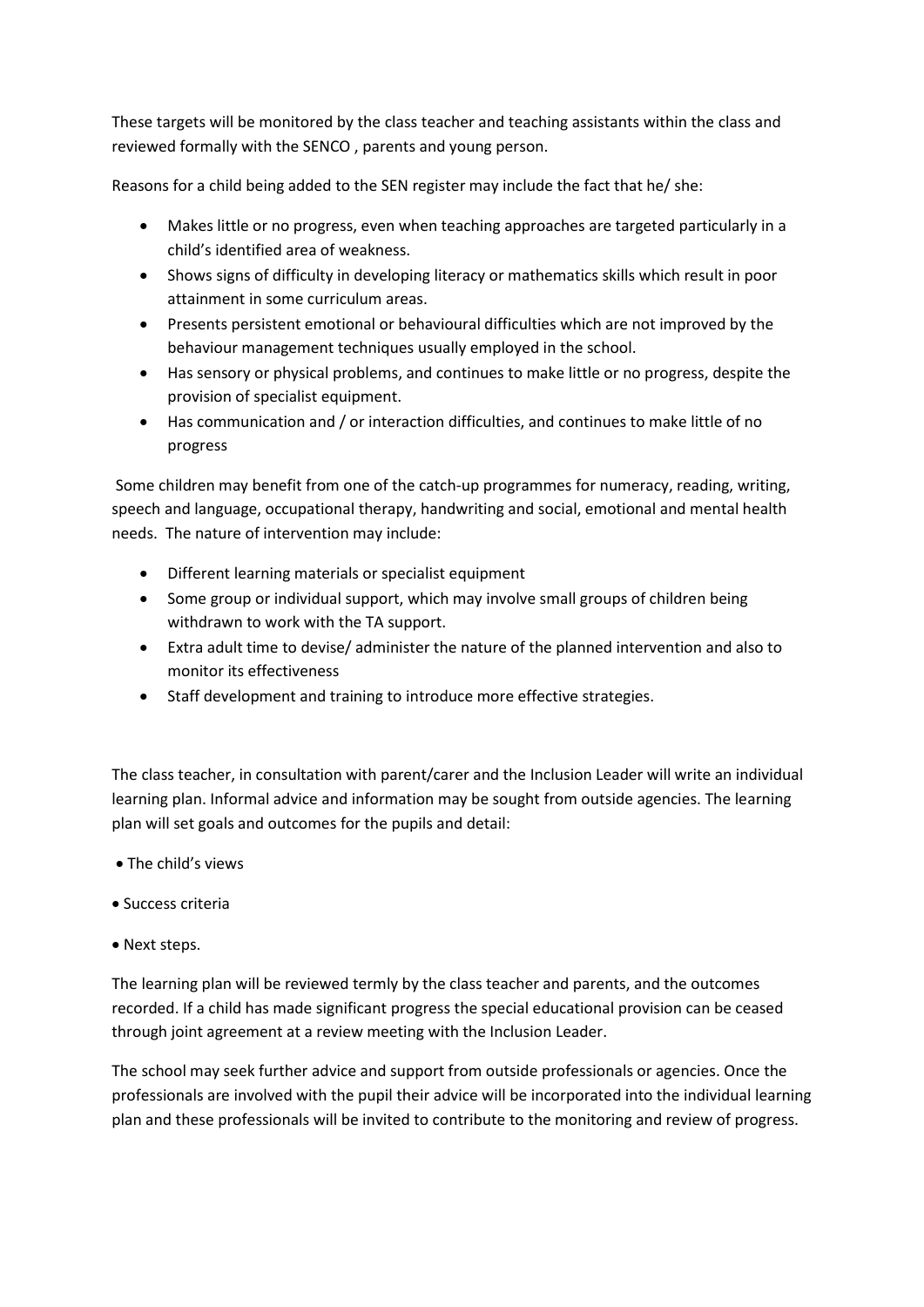These targets will be monitored by the class teacher and teaching assistants within the class and reviewed formally with the SENCO , parents and young person.

Reasons for a child being added to the SEN register may include the fact that he/ she:

- Makes little or no progress, even when teaching approaches are targeted particularly in a child's identified area of weakness.
- Shows signs of difficulty in developing literacy or mathematics skills which result in poor attainment in some curriculum areas.
- Presents persistent emotional or behavioural difficulties which are not improved by the behaviour management techniques usually employed in the school.
- Has sensory or physical problems, and continues to make little or no progress, despite the provision of specialist equipment.
- Has communication and / or interaction difficulties, and continues to make little of no progress

Some children may benefit from one of the catch-up programmes for numeracy, reading, writing, speech and language, occupational therapy, handwriting and social, emotional and mental health needs. The nature of intervention may include:

- Different learning materials or specialist equipment
- Some group or individual support, which may involve small groups of children being withdrawn to work with the TA support.
- Extra adult time to devise/ administer the nature of the planned intervention and also to monitor its effectiveness
- Staff development and training to introduce more effective strategies.

The class teacher, in consultation with parent/carer and the Inclusion Leader will write an individual learning plan. Informal advice and information may be sought from outside agencies. The learning plan will set goals and outcomes for the pupils and detail:

- The child's views
- Success criteria
- Next steps.

The learning plan will be reviewed termly by the class teacher and parents, and the outcomes recorded. If a child has made significant progress the special educational provision can be ceased through joint agreement at a review meeting with the Inclusion Leader.

The school may seek further advice and support from outside professionals or agencies. Once the professionals are involved with the pupil their advice will be incorporated into the individual learning plan and these professionals will be invited to contribute to the monitoring and review of progress.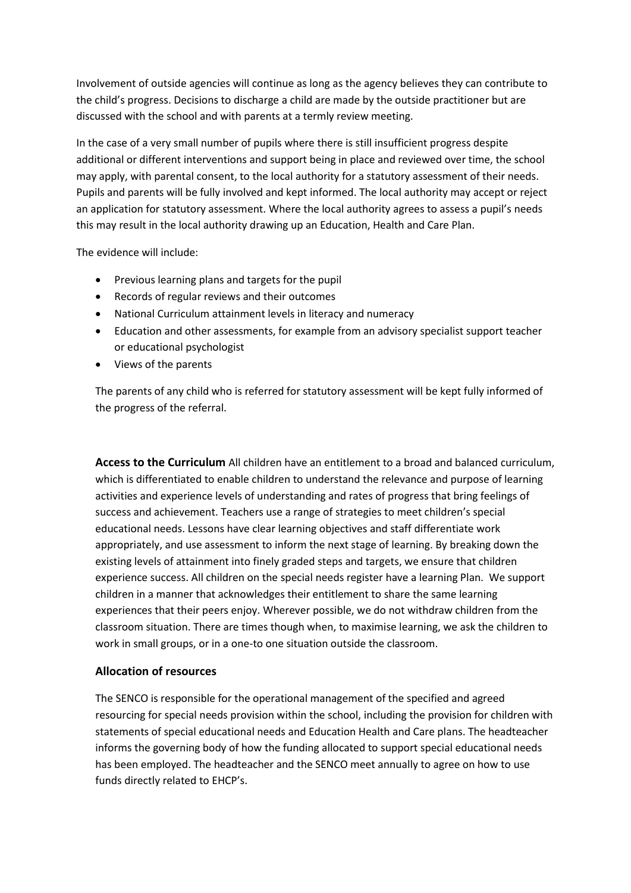Involvement of outside agencies will continue as long as the agency believes they can contribute to the child's progress. Decisions to discharge a child are made by the outside practitioner but are discussed with the school and with parents at a termly review meeting.

In the case of a very small number of pupils where there is still insufficient progress despite additional or different interventions and support being in place and reviewed over time, the school may apply, with parental consent, to the local authority for a statutory assessment of their needs. Pupils and parents will be fully involved and kept informed. The local authority may accept or reject an application for statutory assessment. Where the local authority agrees to assess a pupil's needs this may result in the local authority drawing up an Education, Health and Care Plan.

The evidence will include:

- Previous learning plans and targets for the pupil
- Records of regular reviews and their outcomes
- National Curriculum attainment levels in literacy and numeracy
- Education and other assessments, for example from an advisory specialist support teacher or educational psychologist
- Views of the parents

The parents of any child who is referred for statutory assessment will be kept fully informed of the progress of the referral.

**Access to the Curriculum** All children have an entitlement to a broad and balanced curriculum, which is differentiated to enable children to understand the relevance and purpose of learning activities and experience levels of understanding and rates of progress that bring feelings of success and achievement. Teachers use a range of strategies to meet children's special educational needs. Lessons have clear learning objectives and staff differentiate work appropriately, and use assessment to inform the next stage of learning. By breaking down the existing levels of attainment into finely graded steps and targets, we ensure that children experience success. All children on the special needs register have a learning Plan. We support children in a manner that acknowledges their entitlement to share the same learning experiences that their peers enjoy. Wherever possible, we do not withdraw children from the classroom situation. There are times though when, to maximise learning, we ask the children to work in small groups, or in a one-to one situation outside the classroom.

## Allocation of resources

The SENCO is responsible for the operational management of the specified and agreed resourcing for special needs provision within the school, including the provision for children with statements of special educational needs and Education Health and Care plans. The headteacher informs the governing body of how the funding allocated to support special educational needs has been employed. The headteacher and the SENCO meet annually to agree on how to use funds directly related to EHCP's.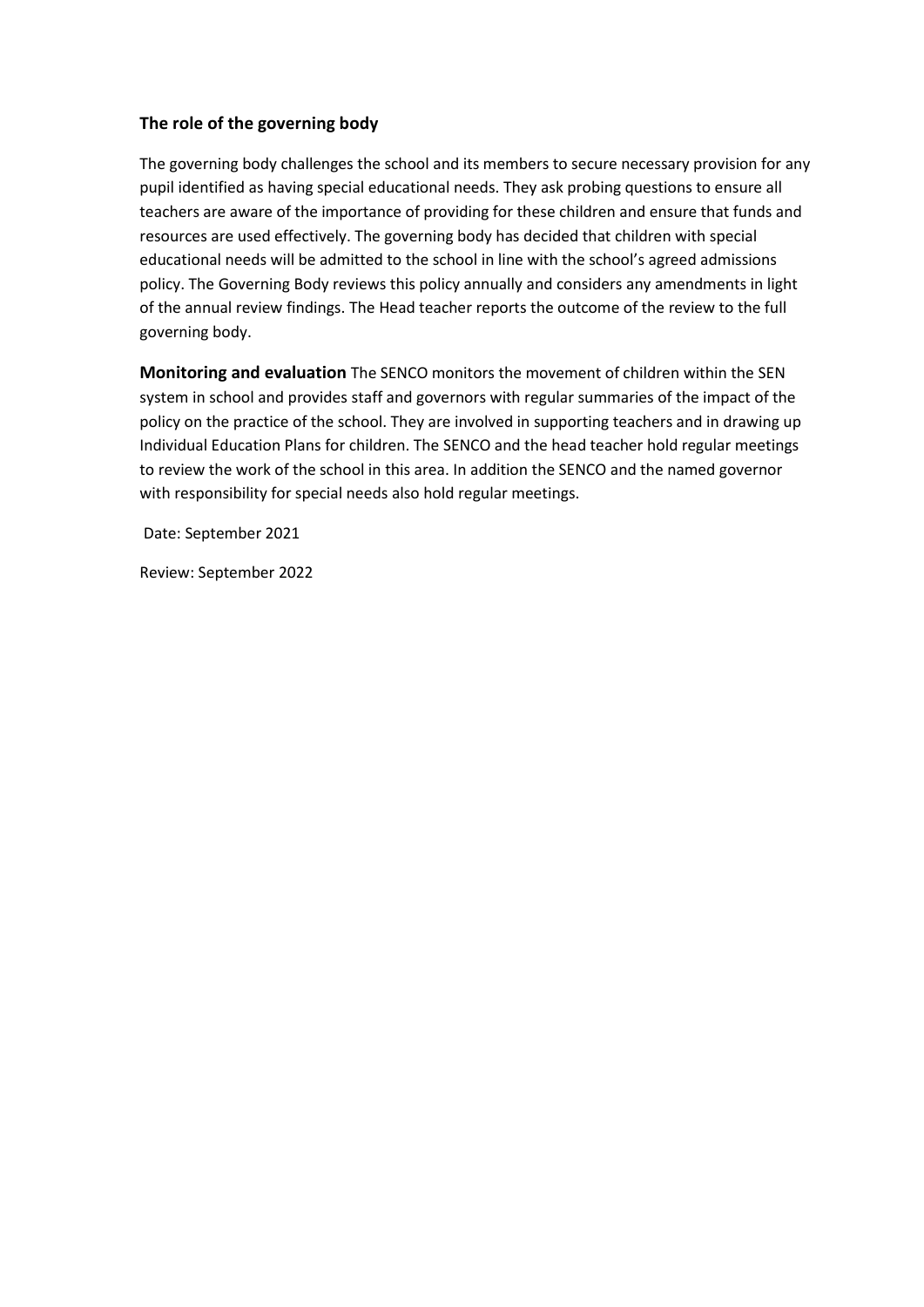### The role of the governing body

The governing body challenges the school and its members to secure necessary provision for any pupil identified as having special educational needs. They ask probing questions to ensure all teachers are aware of the importance of providing for these children and ensure that funds and resources are used effectively. The governing body has decided that children with special educational needs will be admitted to the school in line with the school's agreed admissions policy. The Governing Body reviews this policy annually and considers any amendments in light of the annual review findings. The Head teacher reports the outcome of the review to the full governing body.

**Monitoring and evaluation** The SENCO monitors the movement of children within the SEN system in school and provides staff and governors with regular summaries of the impact of the policy on the practice of the school. They are involved in supporting teachers and in drawing up Individual Education Plans for children. The SENCO and the head teacher hold regular meetings to review the work of the school in this area. In addition the SENCO and the named governor with responsibility for special needs also hold regular meetings.

Date: September 2021

Review: September 2022